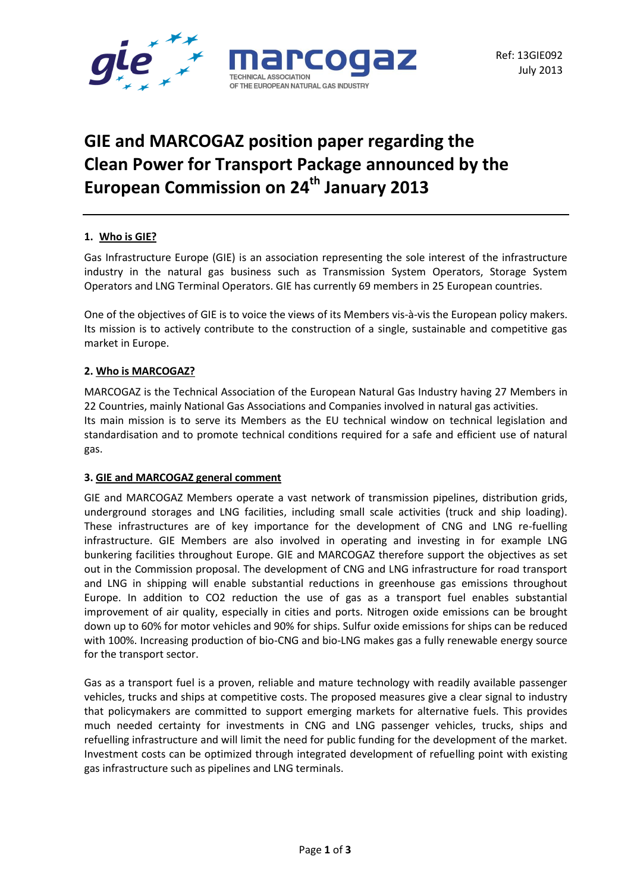Ref: 13GIE092
July 2013

# GIE and MARCOGAZ position paper regarding the Clean Power for Transport Package announced by the European Commission on 24th January 2013

## 1. Who is GIE?

Gas Infrastructure Europe (GIE) is an association representing the sole interest of the infrastructure industry in the natural gas business such as Transmission System Operators, Storage System Operators and LNG Terminal Operators. GIE has currently 69 members in 25 European countries.

One of the objectives of GIE is to voice the views of its Members vis-à-vis the European policy makers. Its mission is to actively contribute to the construction of a single, sustainable and competitive gas market in Europe.

## 2. Who is MARCOGAZ?

MARCOGAZ is the Technical Association of the European Natural Gas Industry having 27 Members in 22 Countries, mainly National Gas Associations and Companies involved in natural gas activities.
Its main mission is to serve its Members as the EU technical window on technical legislation and standardisation and to promote technical conditions required for a safe and efficient use of natural gas.

## 3. GIE and MARCOGAZ general comment

GIE and MARCOGAZ Members operate a vast network of transmission pipelines, distribution grids, underground storages and LNG facilities, including small scale activities (truck and ship loading). These infrastructures are of key importance for the development of CNG and LNG re-fuelling infrastructure. GIE Members are also involved in operating and investing in for example LNG bunkering facilities throughout Europe. GIE and MARCOGAZ therefore support the objectives as set out in the Commission proposal. The development of CNG and LNG infrastructure for road transport and LNG in shipping will enable substantial reductions in greenhouse gas emissions throughout Europe. In addition to CO2 reduction the use of gas as a transport fuel enables substantial improvement of air quality, especially in cities and ports. Nitrogen oxide emissions can be brought down up to 60% for motor vehicles and 90% for ships. Sulfur oxide emissions for ships can be reduced with 100%. Increasing production of bio-CNG and bio-LNG makes gas a fully renewable energy source for the transport sector.

Gas as a transport fuel is a proven, reliable and mature technology with readily available passenger vehicles, trucks and ships at competitive costs. The proposed measures give a clear signal to industry that policymakers are committed to support emerging markets for alternative fuels. This provides much needed certainty for investments in CNG and LNG passenger vehicles, trucks, ships and refuelling infrastructure and will limit the need for public funding for the development of the market. Investment costs can be optimized through integrated development of refuelling point with existing gas infrastructure such as pipelines and LNG terminals.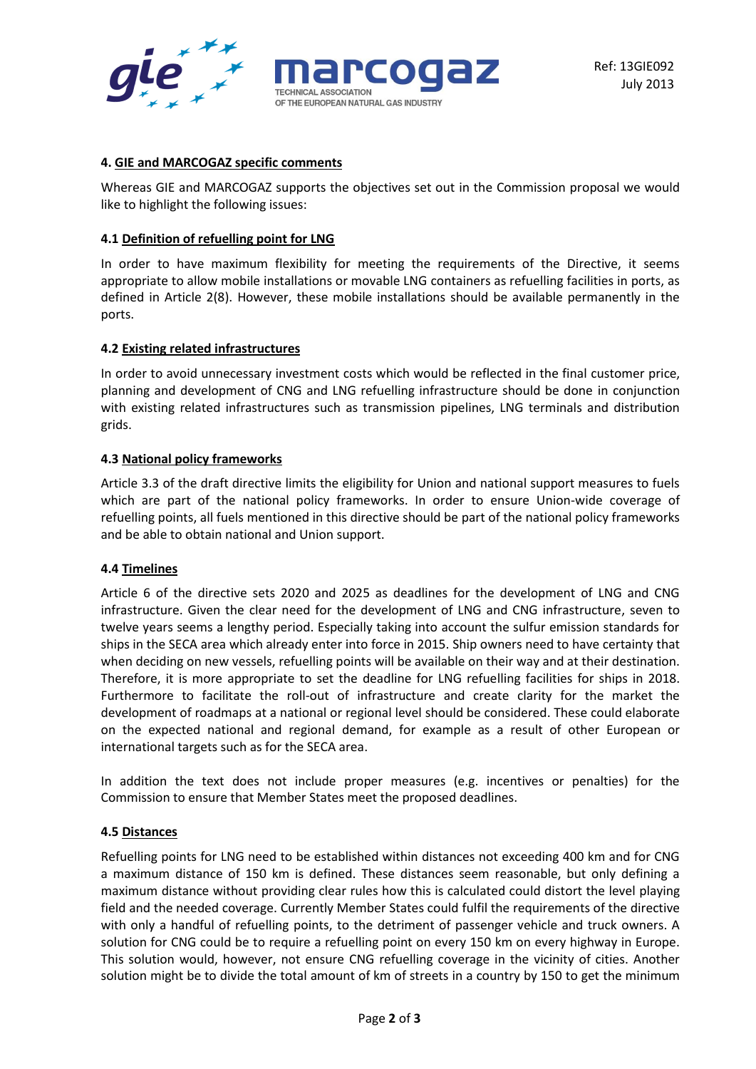## 4. <u>GIE and MARCOGAZ specific comments</u>

Whereas GIE and MARCOGAZ supports the objectives set out in the Commission proposal we would like to highlight the following issues:

### 4.1 <u>Definition of refuelling point for LNG</u>

In order to have maximum flexibility for meeting the requirements of the Directive, it seems appropriate to allow mobile installations or movable LNG containers as refuelling facilities in ports, as defined in Article 2(8). However, these mobile installations should be available permanently in the ports.

### 4.2 <u>Existing related infrastructures</u>

In order to avoid unnecessary investment costs which would be reflected in the final customer price, planning and development of CNG and LNG refuelling infrastructure should be done in conjunction with existing related infrastructures such as transmission pipelines, LNG terminals and distribution grids.

### 4.3 <u>National policy frameworks</u>

Article 3.3 of the draft directive limits the eligibility for Union and national support measures to fuels which are part of the national policy frameworks. In order to ensure Union-wide coverage of refuelling points, all fuels mentioned in this directive should be part of the national policy frameworks and be able to obtain national and Union support.

### 4.4 <u>Timelines</u>

Article 6 of the directive sets 2020 and 2025 as deadlines for the development of LNG and CNG infrastructure. Given the clear need for the development of LNG and CNG infrastructure, seven to twelve years seems a lengthy period. Especially taking into account the sulfur emission standards for ships in the SECA area which already enter into force in 2015. Ship owners need to have certainty that when deciding on new vessels, refuelling points will be available on their way and at their destination. Therefore, it is more appropriate to set the deadline for LNG refuelling facilities for ships in 2018. Furthermore to facilitate the roll-out of infrastructure and create clarity for the market the development of roadmaps at a national or regional level should be considered. These could elaborate on the expected national and regional demand, for example as a result of other European or international targets such as for the SECA area.

In addition the text does not include proper measures (e.g. incentives or penalties) for the Commission to ensure that Member States meet the proposed deadlines.

### 4.5 <u>Distances</u>

Refuelling points for LNG need to be established within distances not exceeding 400 km and for CNG a maximum distance of 150 km is defined. These distances seem reasonable, but only defining a maximum distance without providing clear rules how this is calculated could distort the level playing field and the needed coverage. Currently Member States could fulfil the requirements of the directive with only a handful of refuelling points, to the detriment of passenger vehicle and truck owners. A solution for CNG could be to require a refuelling point on every 150 km on every highway in Europe. This solution would, however, not ensure CNG refuelling coverage in the vicinity of cities. Another solution might be to divide the total amount of km of streets in a country by 150 to get the minimum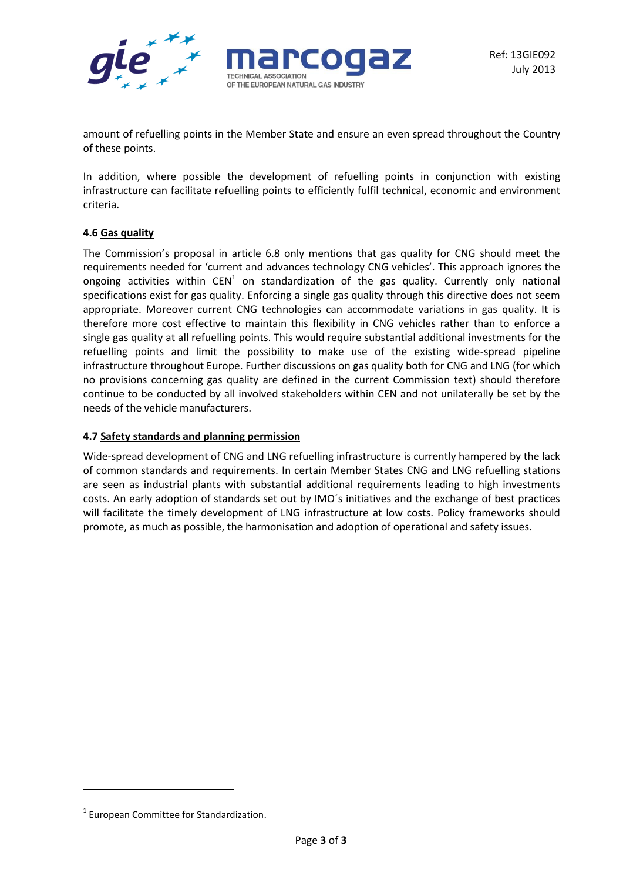amount of refuelling points in the Member State and ensure an even spread throughout the Country of these points.

In addition, where possible the development of refuelling points in conjunction with existing infrastructure can facilitate refuelling points to efficiently fulfil technical, economic and environment criteria.

### 4.6 Gas quality

The Commission's proposal in article 6.8 only mentions that gas quality for CNG should meet the requirements needed for 'current and advances technology CNG vehicles'. This approach ignores the ongoing activities within CEN[1] on standardization of the gas quality. Currently only national specifications exist for gas quality. Enforcing a single gas quality through this directive does not seem appropriate. Moreover current CNG technologies can accommodate variations in gas quality. It is therefore more cost effective to maintain this flexibility in CNG vehicles rather than to enforce a single gas quality at all refuelling points. This would require substantial additional investments for the refuelling points and limit the possibility to make use of the existing wide-spread pipeline infrastructure throughout Europe. Further discussions on gas quality both for CNG and LNG (for which no provisions concerning gas quality are defined in the current Commission text) should therefore continue to be conducted by all involved stakeholders within CEN and not unilaterally be set by the needs of the vehicle manufacturers.

### 4.7 Safety standards and planning permission

Wide-spread development of CNG and LNG refuelling infrastructure is currently hampered by the lack of common standards and requirements. In certain Member States CNG and LNG refuelling stations are seen as industrial plants with substantial additional requirements leading to high investments costs. An early adoption of standards set out by IMO´s initiatives and the exchange of best practices will facilitate the timely development of LNG infrastructure at low costs. Policy frameworks should promote, as much as possible, the harmonisation and adoption of operational and safety issues.

---

[1] European Committee for Standardization.